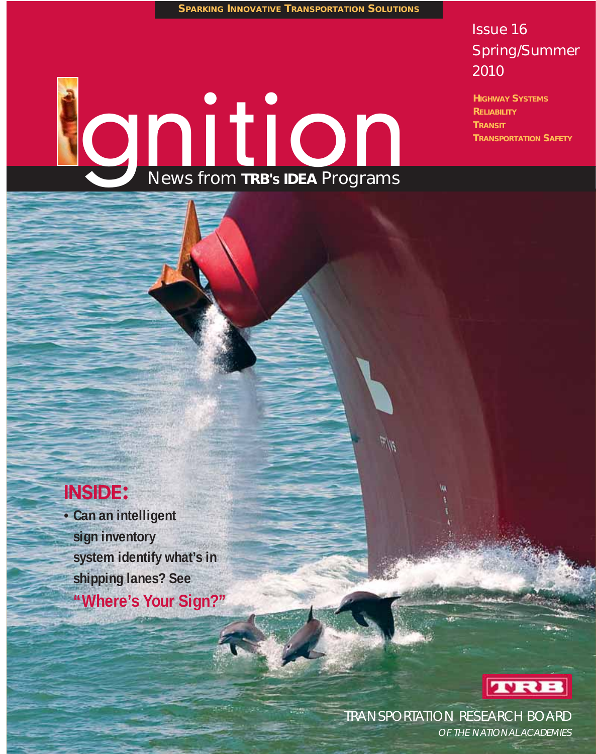SPARKING INNOVATIVE TRANSPORTATION SOLUTIONS

Issue 16
Spring/Summer 2010

HIGHWAY SYSTEMS
RELIABILITY
TRANSIT
TRANSPORTATION SAFETY

# Ignition

News from **TRB's IDEA** Programs

## INSIDE:

- Can an intelligent sign inventory system identify what's in shipping lanes? See **"Where's Your Sign?"**

TRANSPORTATION RESEARCH BOARD
*OF THE NATIONAL ACADEMIES*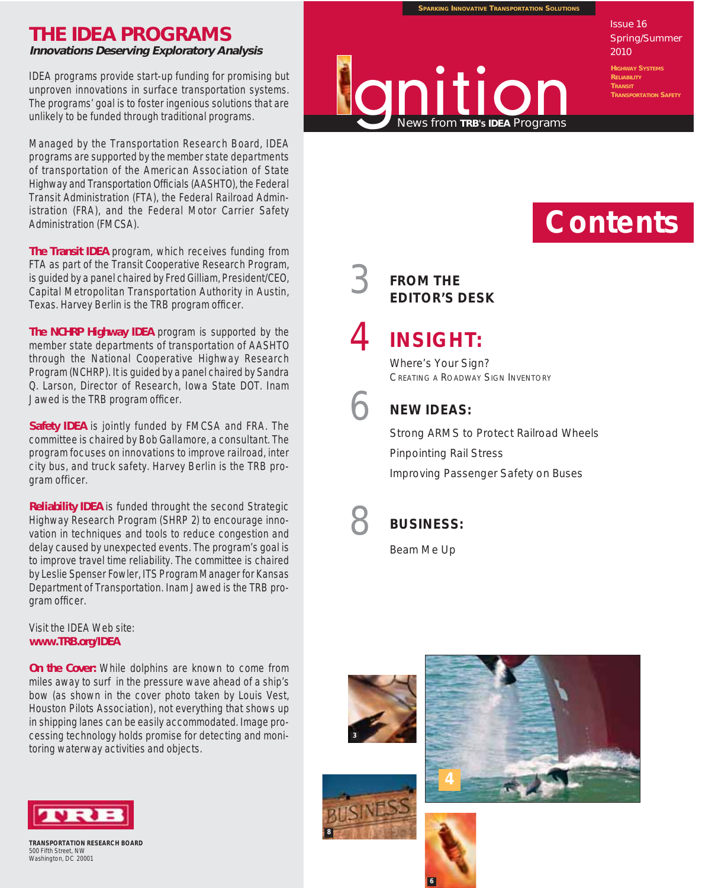# THE IDEA PROGRAMS

***Innovations Deserving Exploratory Analysis***

IDEA programs provide start-up funding for promising but unproven innovations in surface transportation systems. The programs' goal is to foster ingenious solutions that are unlikely to be funded through traditional programs.

Managed by the Transportation Research Board, IDEA programs are supported by the member state departments of transportation of the American Association of State Highway and Transportation Officials (AASHTO), the Federal Transit Administration (FTA), the Federal Railroad Administration (FRA), and the Federal Motor Carrier Safety Administration (FMCSA).

**The Transit IDEA** program, which receives funding from FTA as part of the Transit Cooperative Research Program, is guided by a panel chaired by Fred Gilliam, President/CEO, Capital Metropolitan Transportation Authority in Austin, Texas. Harvey Berlin is the TRB program officer.

**The NCHRP Highway IDEA** program is supported by the member state departments of transportation of AASHTO through the National Cooperative Highway Research Program (NCHRP). It is guided by a panel chaired by Sandra Q. Larson, Director of Research, Iowa State DOT. Inam Jawed is the TRB program officer.

**Safety IDEA** is jointly funded by FMCSA and FRA. The committee is chaired by Bob Gallamore, a consultant. The program focuses on innovations to improve railroad, inter city bus, and truck safety. Harvey Berlin is the TRB program officer.

**Reliability IDEA** is funded throught the second Strategic Highway Research Program (SHRP 2) to encourage innovation in techniques and tools to reduce congestion and delay caused by unexpected events. The program's goal is to improve travel time reliability. The committee is chaired by Leslie Spenser Fowler, ITS Program Manager for Kansas Department of Transportation. Inam Jawed is the TRB program officer.

Visit the IDEA Web site:
**www.TRB.org/IDEA**

**On the Cover:** While dolphins are known to come from miles away to surf in the pressure wave ahead of a ship's bow (as shown in the cover photo taken by Louis Vest, Houston Pilots Association), not everything that shows up in shipping lanes can be easily accommodated. Image processing technology holds promise for detecting and monitoring waterway activities and objects.

**TRANSPORTATION RESEARCH BOARD**
500 Fifth Street, NW
Washington, DC 20001

SPARKING INNOVATIVE TRANSPORTATION SOLUTIONS

# Ignition

News from **TRB's IDEA** Programs

Issue 16
Spring/Summer 2010

HIGHWAY SYSTEMS
RELIABILITY
TRANSIT
TRANSPORTATION SAFETY

## Contents

**3 FROM THE EDITOR'S DESK**

**4 INSIGHT:**

Where's Your Sign?
CREATING A ROADWAY SIGN INVENTORY

**6 NEW IDEAS:**

Strong ARMS to Protect Railroad Wheels
Pinpointing Rail Stress
Improving Passenger Safety on Buses

**8 BUSINESS:**

Beam Me Up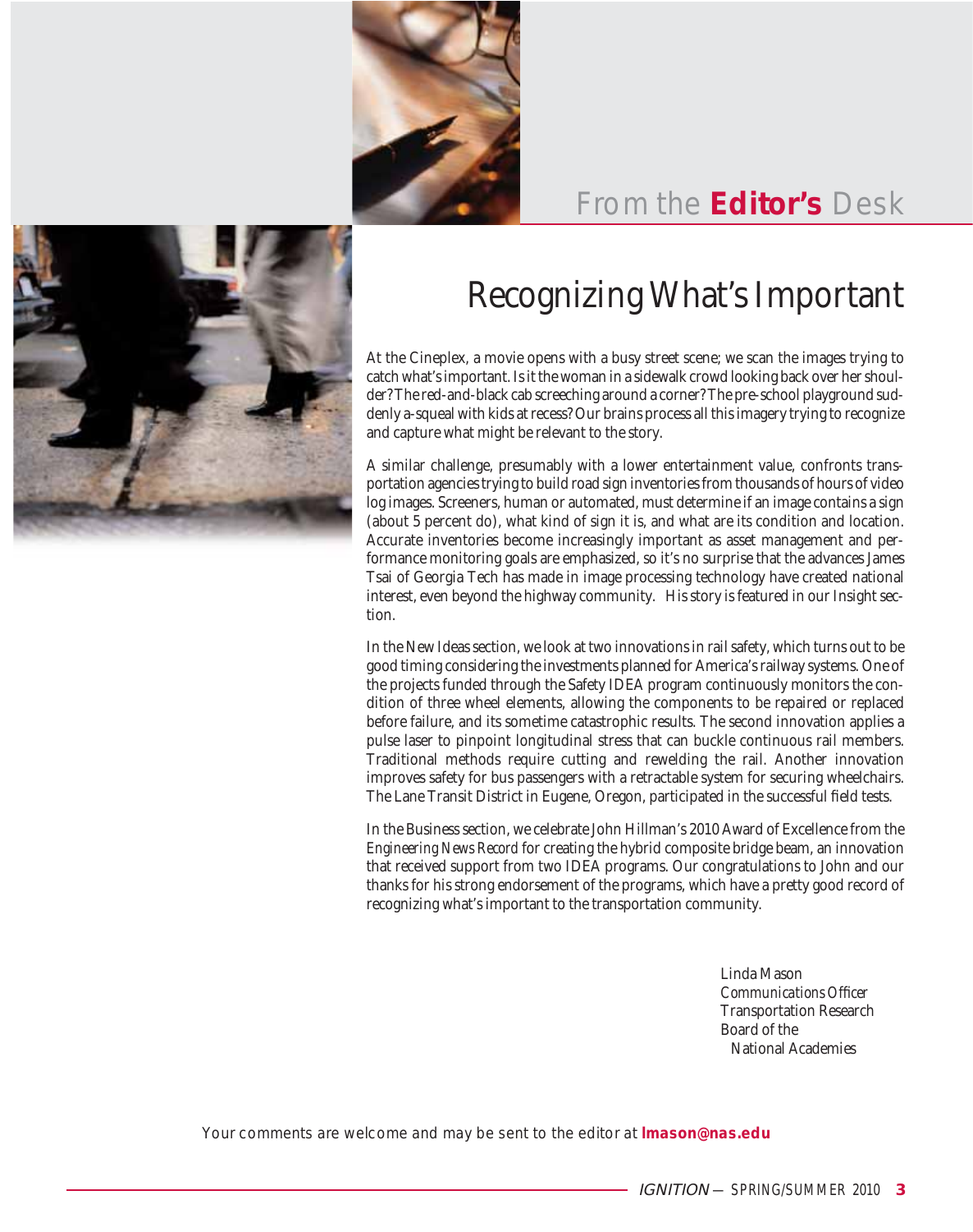## From the **Editor's** Desk

# Recognizing What's Important

At the Cineplex, a movie opens with a busy street scene; we scan the images trying to catch what's important. Is it the woman in a sidewalk crowd looking back over her shoulder? The red-and-black cab screeching around a corner? The pre-school playground suddenly a-squeal with kids at recess? Our brains process all this imagery trying to recognize and capture what might be relevant to the story.

A similar challenge, presumably with a lower entertainment value, confronts transportation agencies trying to build road sign inventories from thousands of hours of video log images. Screeners, human or automated, must determine if an image contains a sign (about 5 percent do), what kind of sign it is, and what are its condition and location. Accurate inventories become increasingly important as asset management and performance monitoring goals are emphasized, so it's no surprise that the advances James Tsai of Georgia Tech has made in image processing technology have created national interest, even beyond the highway community. His story is featured in our Insight section.

In the New Ideas section, we look at two innovations in rail safety, which turns out to be good timing considering the investments planned for America's railway systems. One of the projects funded through the Safety IDEA program continuously monitors the condition of three wheel elements, allowing the components to be repaired or replaced before failure, and its sometime catastrophic results. The second innovation applies a pulse laser to pinpoint longitudinal stress that can buckle continuous rail members. Traditional methods require cutting and rewelding the rail. Another innovation improves safety for bus passengers with a retractable system for securing wheelchairs. The Lane Transit District in Eugene, Oregon, participated in the successful field tests.

In the Business section, we celebrate John Hillman's 2010 Award of Excellence from the *Engineering News Record* for creating the hybrid composite bridge beam, an innovation that received support from two IDEA programs. Our congratulations to John and our thanks for his strong endorsement of the programs, which have a pretty good record of recognizing what's important to the transportation community.

Linda Mason
*Communications Officer*
Transportation Research Board of the National Academies

Your comments are welcome and may be sent to the editor at **lmason@nas.edu**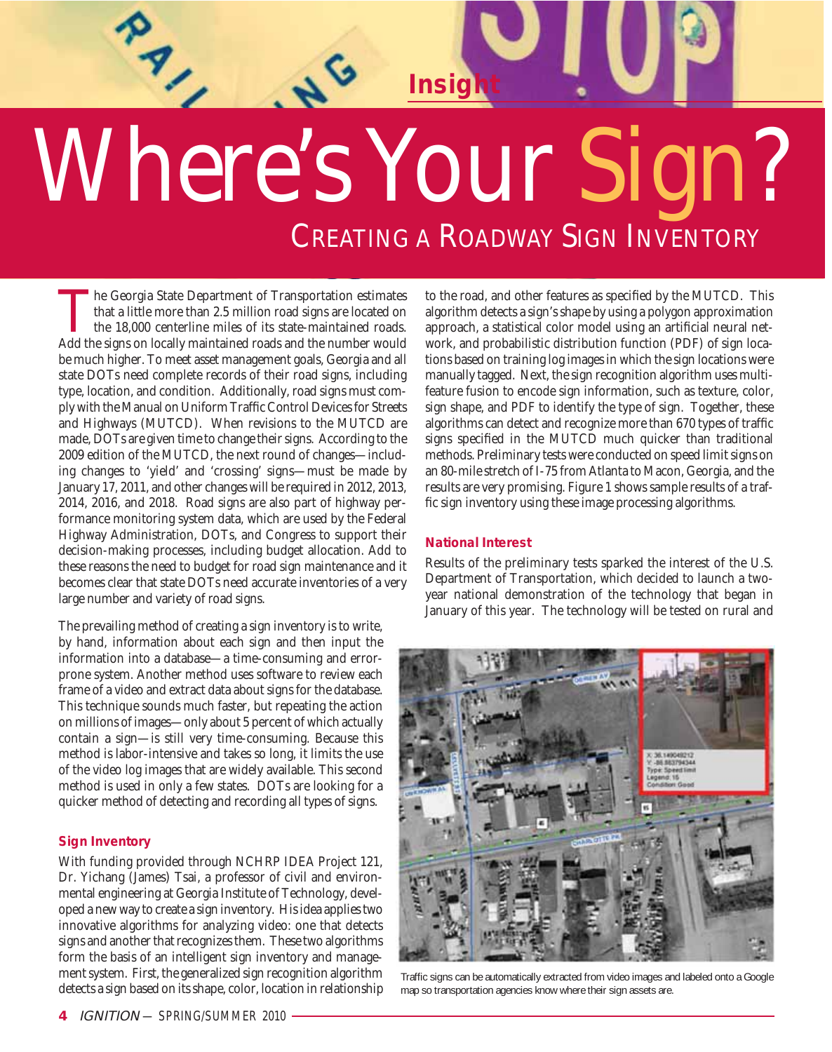Insight

# Where's Your Sign?

## Creating a Roadway Sign Inventory

The Georgia State Department of Transportation estimates that a little more than 2.5 million road signs are located on the 18,000 centerline miles of its state-maintained roads. Add the signs on locally maintained roads and the number would be much higher. To meet asset management goals, Georgia and all state DOTs need complete records of their road signs, including type, location, and condition. Additionally, road signs must comply with the Manual on Uniform Traffic Control Devices for Streets and Highways (MUTCD). When revisions to the MUTCD are made, DOTs are given time to change their signs. According to the 2009 edition of the MUTCD, the next round of changes—including changes to 'yield' and 'crossing' signs—must be made by January 17, 2011, and other changes will be required in 2012, 2013, 2014, 2016, and 2018. Road signs are also part of highway performance monitoring system data, which are used by the Federal Highway Administration, DOTs, and Congress to support their decision-making processes, including budget allocation. Add to these reasons the need to budget for road sign maintenance and it becomes clear that state DOTs need accurate inventories of a very large number and variety of road signs.

The prevailing method of creating a sign inventory is to write, by hand, information about each sign and then input the information into a database—a time-consuming and error-prone system. Another method uses software to review each frame of a video and extract data about signs for the database. This technique sounds much faster, but repeating the action on millions of images—only about 5 percent of which actually contain a sign—is still very time-consuming. Because this method is labor-intensive and takes so long, it limits the use of the video log images that are widely available. This second method is used in only a few states. DOTs are looking for a quicker method of detecting and recording all types of signs.

### Sign Inventory

With funding provided through NCHRP IDEA Project 121, Dr. Yichang (James) Tsai, a professor of civil and environmental engineering at Georgia Institute of Technology, developed a new way to create a sign inventory. His idea applies two innovative algorithms for analyzing video: one that detects signs and another that recognizes them. These two algorithms form the basis of an intelligent sign inventory and management system. First, the generalized sign recognition algorithm detects a sign based on its shape, color, location in relationship to the road, and other features as specified by the MUTCD. This algorithm detects a sign's shape by using a polygon approximation approach, a statistical color model using an artificial neural network, and probabilistic distribution function (PDF) of sign locations based on training log images in which the sign locations were manually tagged. Next, the sign recognition algorithm uses multi-feature fusion to encode sign information, such as texture, color, sign shape, and PDF to identify the type of sign. Together, these algorithms can detect and recognize more than 670 types of traffic signs specified in the MUTCD much quicker than traditional methods. Preliminary tests were conducted on speed limit signs on an 80-mile stretch of I-75 from Atlanta to Macon, Georgia, and the results are very promising. Figure 1 shows sample results of a traffic sign inventory using these image processing algorithms.

### National Interest

Results of the preliminary tests sparked the interest of the U.S. Department of Transportation, which decided to launch a two-year national demonstration of the technology that began in January of this year. The technology will be tested on rural and

Traffic signs can be automatically extracted from video images and labeled onto a Google map so transportation agencies know where their sign assets are.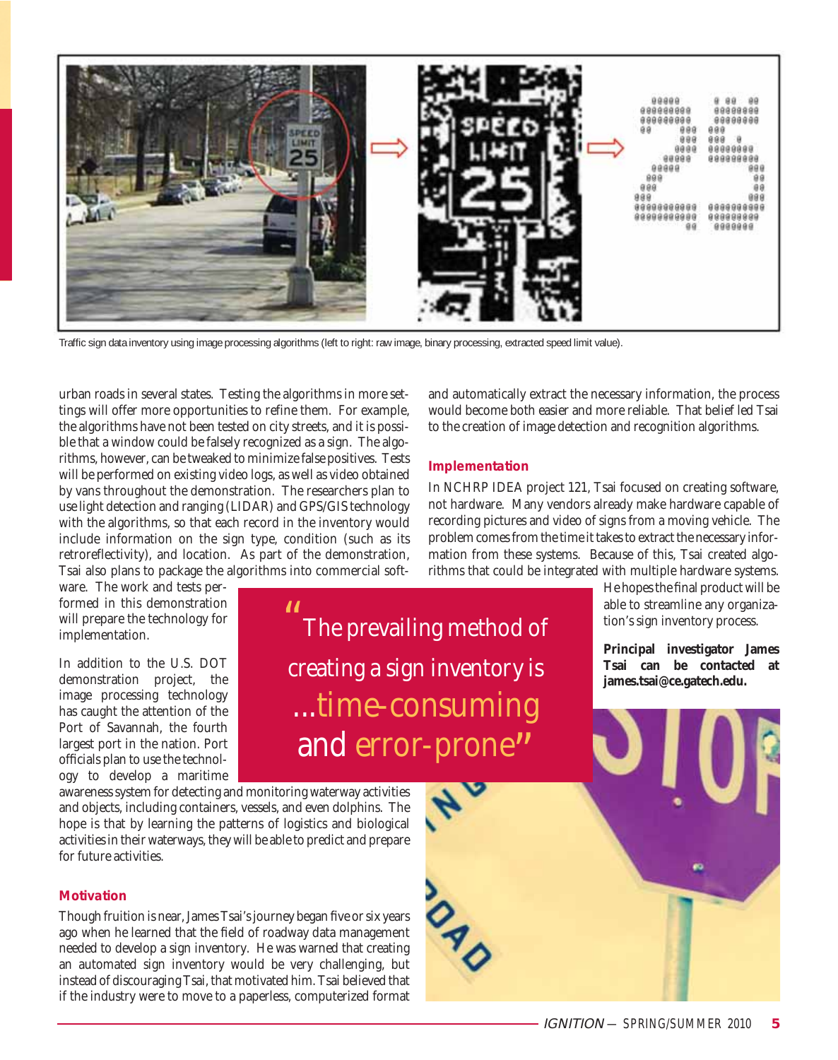Traffic sign data inventory using image processing algorithms (left to right: raw image, binary processing, extracted speed limit value).

urban roads in several states. Testing the algorithms in more settings will offer more opportunities to refine them. For example, the algorithms have not been tested on city streets, and it is possible that a window could be falsely recognized as a sign. The algorithms, however, can be tweaked to minimize false positives. Tests will be performed on existing video logs, as well as video obtained by vans throughout the demonstration. The researchers plan to use light detection and ranging (LIDAR) and GPS/GIS technology with the algorithms, so that each record in the inventory would include information on the sign type, condition (such as its retroreflectivity), and location. As part of the demonstration, Tsai also plans to package the algorithms into commercial software. The work and tests performed in this demonstration will prepare the technology for implementation.

In addition to the U.S. DOT demonstration project, the image processing technology has caught the attention of the Port of Savannah, the fourth largest port in the nation. Port officials plan to use the technology to develop a maritime awareness system for detecting and monitoring waterway activities and objects, including containers, vessels, and even dolphins. The hope is that by learning the patterns of logistics and biological activities in their waterways, they will be able to predict and prepare for future activities.

> "The prevailing method of creating a sign inventory is ...time-consuming and error-prone"

### Motivation

Though fruition is near, James Tsai's journey began five or six years ago when he learned that the field of roadway data management needed to develop a sign inventory. He was warned that creating an automated sign inventory would be very challenging, but instead of discouraging Tsai, that motivated him. Tsai believed that if the industry were to move to a paperless, computerized format and automatically extract the necessary information, the process would become both easier and more reliable. That belief led Tsai to the creation of image detection and recognition algorithms.

### Implementation

In NCHRP IDEA project 121, Tsai focused on creating software, not hardware. Many vendors already make hardware capable of recording pictures and video of signs from a moving vehicle. The problem comes from the time it takes to extract the necessary information from these systems. Because of this, Tsai created algorithms that could be integrated with multiple hardware systems. He hopes the final product will be able to streamline any organization's sign inventory process.

**Principal investigator James Tsai can be contacted at james.tsai@ce.gatech.edu.**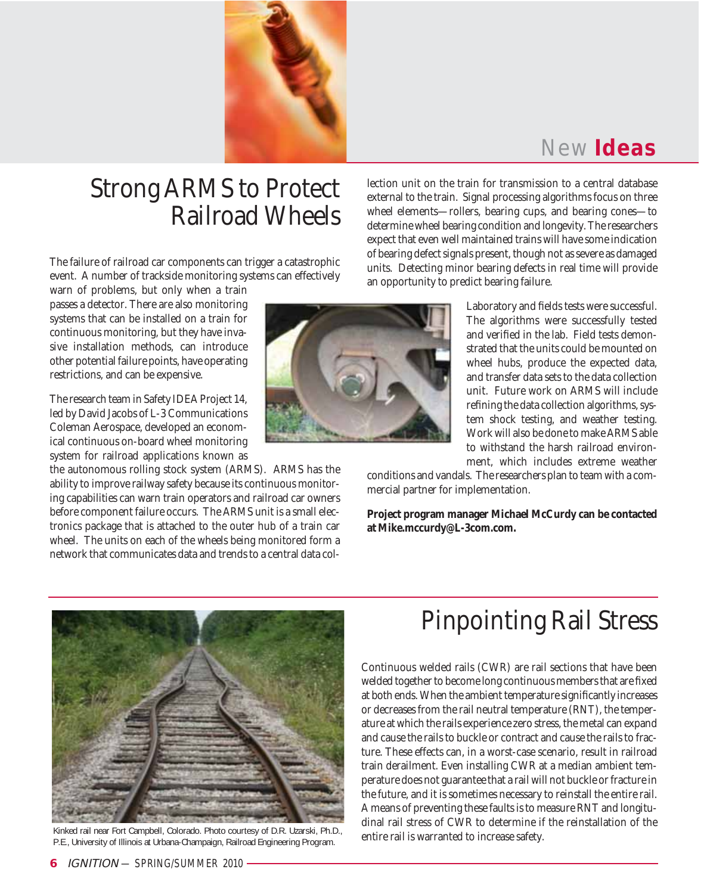## New **Ideas**

# Strong ARMS to Protect Railroad Wheels

The failure of railroad car components can trigger a catastrophic event. A number of trackside monitoring systems can effectively warn of problems, but only when a train passes a detector. There are also monitoring systems that can be installed on a train for continuous monitoring, but they have invasive installation methods, can introduce other potential failure points, have operating restrictions, and can be expensive.

The research team in Safety IDEA Project 14, led by David Jacobs of L-3 Communications Coleman Aerospace, developed an economical continuous on-board wheel monitoring system for railroad applications known as the autonomous rolling stock system (ARMS). ARMS has the ability to improve railway safety because its continuous monitoring capabilities can warn train operators and railroad car owners before component failure occurs. The ARMS unit is a small electronics package that is attached to the outer hub of a train car wheel. The units on each of the wheels being monitored form a network that communicates data and trends to a central data collection unit on the train for transmission to a central database external to the train. Signal processing algorithms focus on three wheel elements—rollers, bearing cups, and bearing cones—to determine wheel bearing condition and longevity. The researchers expect that even well maintained trains will have some indication of bearing defect signals present, though not as severe as damaged units. Detecting minor bearing defects in real time will provide an opportunity to predict bearing failure.

Laboratory and fields tests were successful. The algorithms were successfully tested and verified in the lab. Field tests demonstrated that the units could be mounted on wheel hubs, produce the expected data, and transfer data sets to the data collection unit. Future work on ARMS will include refining the data collection algorithms, system shock testing, and weather testing. Work will also be done to make ARMS able to withstand the harsh railroad environment, which includes extreme weather conditions and vandals. The researchers plan to team with a commercial partner for implementation.

**Project program manager Michael McCurdy can be contacted at Mike.mccurdy@L-3com.com.**

# Pinpointing Rail Stress

Kinked rail near Fort Campbell, Colorado. Photo courtesy of D.R. Uzarski, Ph.D., P.E., University of Illinois at Urbana-Champaign, Railroad Engineering Program.

Continuous welded rails (CWR) are rail sections that have been welded together to become long continuous members that are fixed at both ends. When the ambient temperature significantly increases or decreases from the rail neutral temperature (RNT), the temperature at which the rails experience zero stress, the metal can expand and cause the rails to buckle or contract and cause the rails to fracture. These effects can, in a worst-case scenario, result in railroad train derailment. Even installing CWR at a median ambient temperature does not guarantee that a rail will not buckle or fracture in the future, and it is sometimes necessary to reinstall the entire rail. A means of preventing these faults is to measure RNT and longitudinal rail stress of CWR to determine if the reinstallation of the entire rail is warranted to increase safety.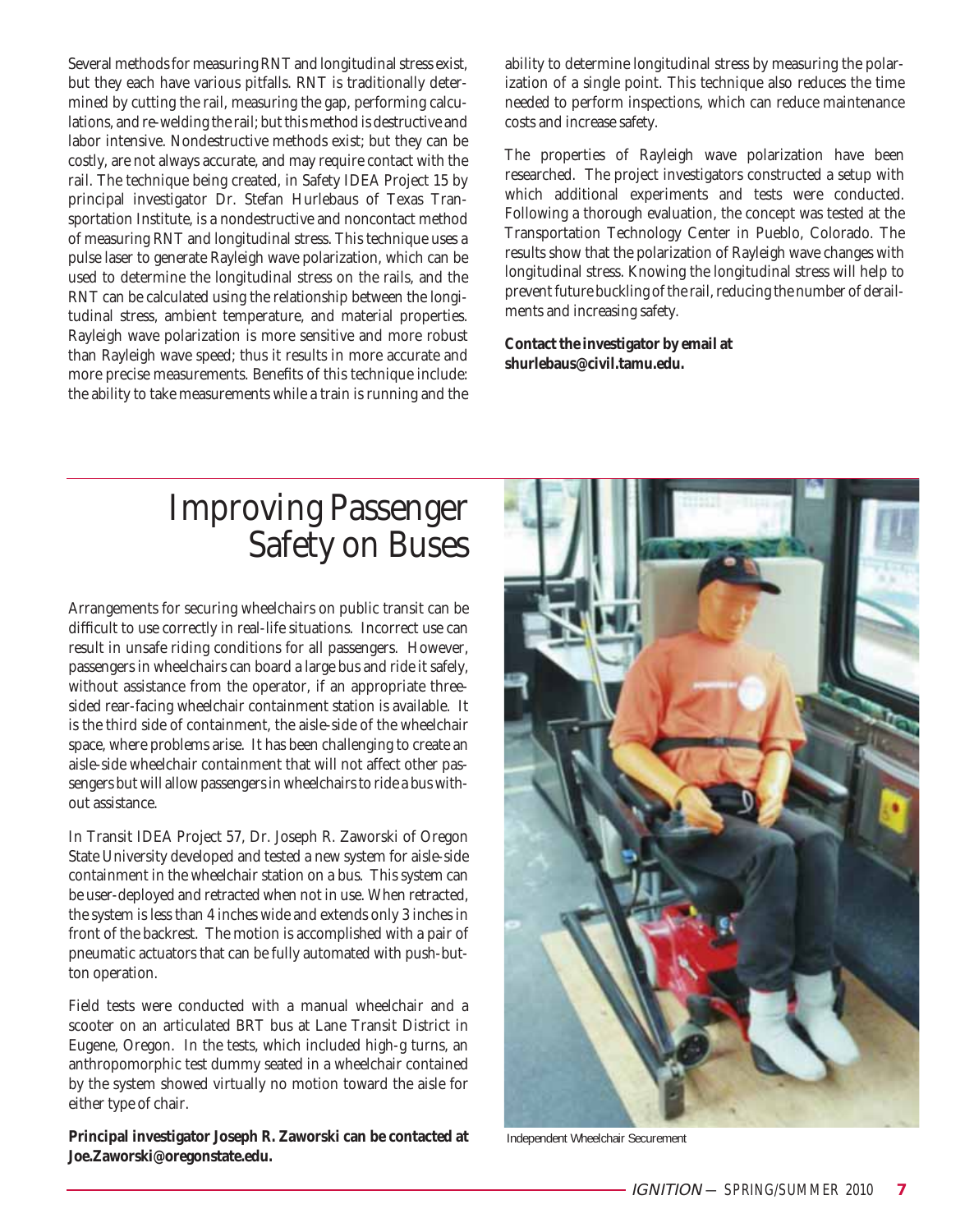Several methods for measuring RNT and longitudinal stress exist, but they each have various pitfalls. RNT is traditionally determined by cutting the rail, measuring the gap, performing calculations, and re-welding the rail; but this method is destructive and labor intensive. Nondestructive methods exist; but they can be costly, are not always accurate, and may require contact with the rail. The technique being created, in Safety IDEA Project 15 by principal investigator Dr. Stefan Hurlebaus of Texas Transportation Institute, is a nondestructive and noncontact method of measuring RNT and longitudinal stress. This technique uses a pulse laser to generate Rayleigh wave polarization, which can be used to determine the longitudinal stress on the rails, and the RNT can be calculated using the relationship between the longitudinal stress, ambient temperature, and material properties. Rayleigh wave polarization is more sensitive and more robust than Rayleigh wave speed; thus it results in more accurate and more precise measurements. Benefits of this technique include: the ability to take measurements while a train is running and the ability to determine longitudinal stress by measuring the polarization of a single point. This technique also reduces the time needed to perform inspections, which can reduce maintenance costs and increase safety.

The properties of Rayleigh wave polarization have been researched. The project investigators constructed a setup with which additional experiments and tests were conducted. Following a thorough evaluation, the concept was tested at the Transportation Technology Center in Pueblo, Colorado. The results show that the polarization of Rayleigh wave changes with longitudinal stress. Knowing the longitudinal stress will help to prevent future buckling of the rail, reducing the number of derailments and increasing safety.

**Contact the investigator by email at shurlebaus@civil.tamu.edu.**

# Improving Passenger Safety on Buses

Arrangements for securing wheelchairs on public transit can be difficult to use correctly in real-life situations. Incorrect use can result in unsafe riding conditions for all passengers. However, passengers in wheelchairs can board a large bus and ride it safely, without assistance from the operator, if an appropriate three-sided rear-facing wheelchair containment station is available. It is the third side of containment, the aisle-side of the wheelchair space, where problems arise. It has been challenging to create an aisle-side wheelchair containment that will not affect other passengers but will allow passengers in wheelchairs to ride a bus without assistance.

In Transit IDEA Project 57, Dr. Joseph R. Zaworski of Oregon State University developed and tested a new system for aisle-side containment in the wheelchair station on a bus. This system can be user-deployed and retracted when not in use. When retracted, the system is less than 4 inches wide and extends only 3 inches in front of the backrest. The motion is accomplished with a pair of pneumatic actuators that can be fully automated with push-button operation.

Field tests were conducted with a manual wheelchair and a scooter on an articulated BRT bus at Lane Transit District in Eugene, Oregon. In the tests, which included high-g turns, an anthropomorphic test dummy seated in a wheelchair contained by the system showed virtually no motion toward the aisle for either type of chair.

**Principal investigator Joseph R. Zaworski can be contacted at Joe.Zaworski@oregonstate.edu.**

Independent Wheelchair Securement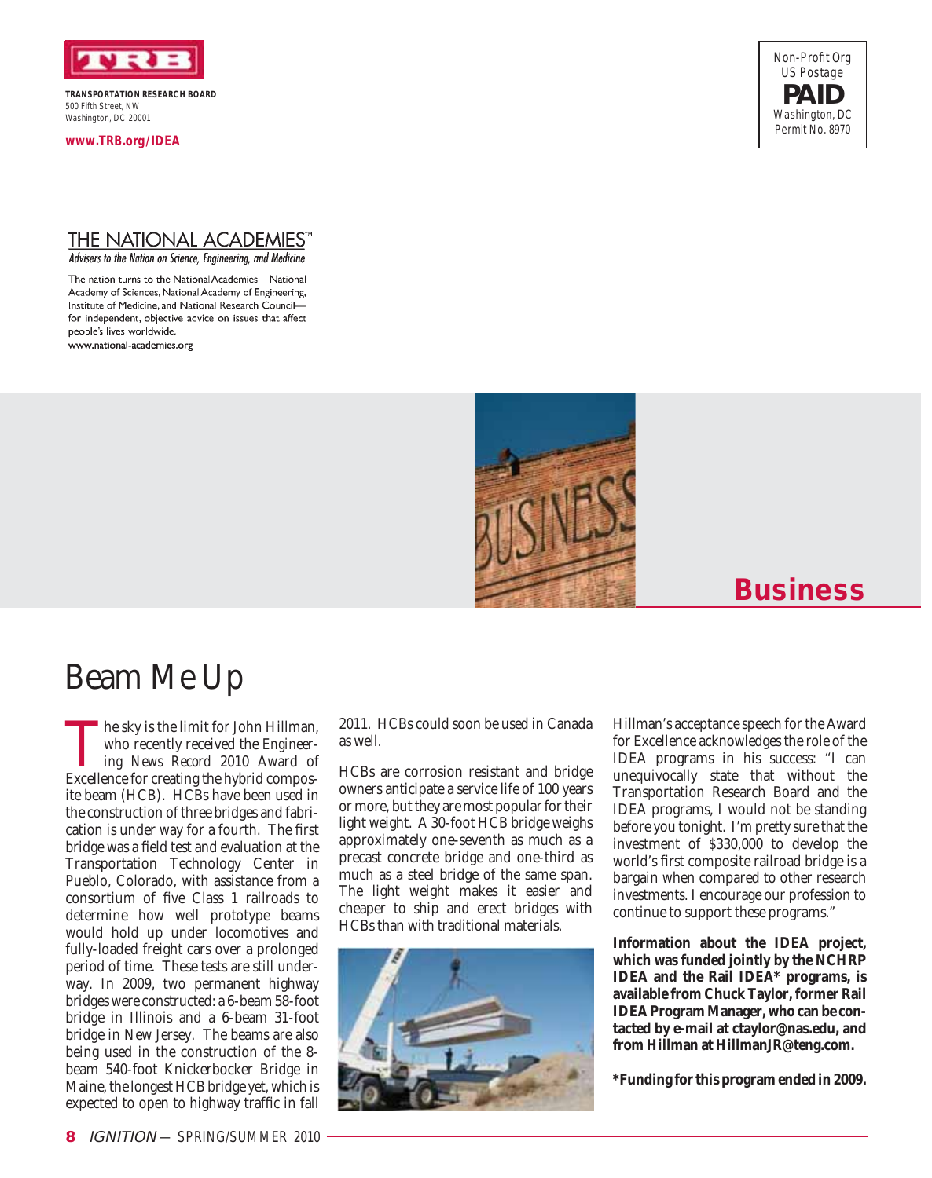TRB

**TRANSPORTATION RESEARCH BOARD**
500 Fifth Street, NW
Washington, DC 20001

**www.TRB.org/IDEA**

Non-Profit Org
US Postage
**PAID**
Washington, DC
Permit No. 8970

THE NATIONAL ACADEMIES™
*Advisers to the Nation on Science, Engineering, and Medicine*

The nation turns to the National Academies—National Academy of Sciences, National Academy of Engineering, Institute of Medicine, and National Research Council—for independent, objective advice on issues that affect people's lives worldwide.
www.national-academies.org

## Business

# Beam Me Up

The sky is the limit for John Hillman, who recently received the *Engineering News Record* 2010 Award of Excellence for creating the hybrid composite beam (HCB). HCBs have been used in the construction of three bridges and fabrication is under way for a fourth. The first bridge was a field test and evaluation at the Transportation Technology Center in Pueblo, Colorado, with assistance from a consortium of five Class 1 railroads to determine how well prototype beams would hold up under locomotives and fully-loaded freight cars over a prolonged period of time. These tests are still underway. In 2009, two permanent highway bridges were constructed: a 6-beam 58-foot bridge in Illinois and a 6-beam 31-foot bridge in New Jersey. The beams are also being used in the construction of the 8-beam 540-foot Knickerbocker Bridge in Maine, the longest HCB bridge yet, which is expected to open to highway traffic in fall 2011. HCBs could soon be used in Canada as well.

HCBs are corrosion resistant and bridge owners anticipate a service life of 100 years or more, but they are most popular for their light weight. A 30-foot HCB bridge weighs approximately one-seventh as much as a precast concrete bridge and one-third as much as a steel bridge of the same span. The light weight makes it easier and cheaper to ship and erect bridges with HCBs than with traditional materials.

Hillman's acceptance speech for the Award for Excellence acknowledges the role of the IDEA programs in his success: "I can unequivocally state that without the Transportation Research Board and the IDEA programs, I would not be standing before you tonight. I'm pretty sure that the investment of $330,000 to develop the world's first composite railroad bridge is a bargain when compared to other research investments. I encourage our profession to continue to support these programs."

**Information about the IDEA project, which was funded jointly by the NCHRP IDEA and the Rail IDEA* programs, is available from Chuck Taylor, former Rail IDEA Program Manager, who can be contacted by e-mail at ctaylor@nas.edu, and from Hillman at HillmanJR@teng.com.**

***Funding for this program ended in 2009.**